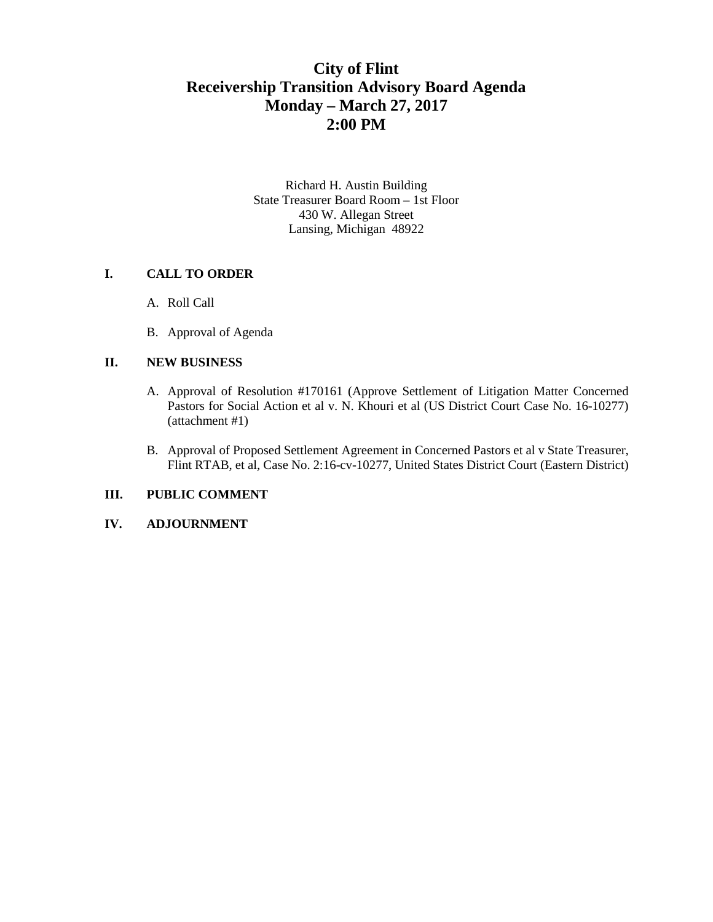# City of Flint
# Receivership Transition Advisory Board Agenda
# Monday – March 27, 2017
# 2:00 PM

Richard H. Austin Building
State Treasurer Board Room – 1st Floor
430 W. Allegan Street
Lansing, Michigan 48922

**I. CALL TO ORDER**

A. Roll Call

B. Approval of Agenda

**II. NEW BUSINESS**

A. Approval of Resolution #170161 (Approve Settlement of Litigation Matter Concerned Pastors for Social Action et al v. N. Khouri et al (US District Court Case No. 16-10277) (attachment #1)

B. Approval of Proposed Settlement Agreement in Concerned Pastors et al v State Treasurer, Flint RTAB, et al, Case No. 2:16-cv-10277, United States District Court (Eastern District)

**III. PUBLIC COMMENT**

**IV. ADJOURNMENT**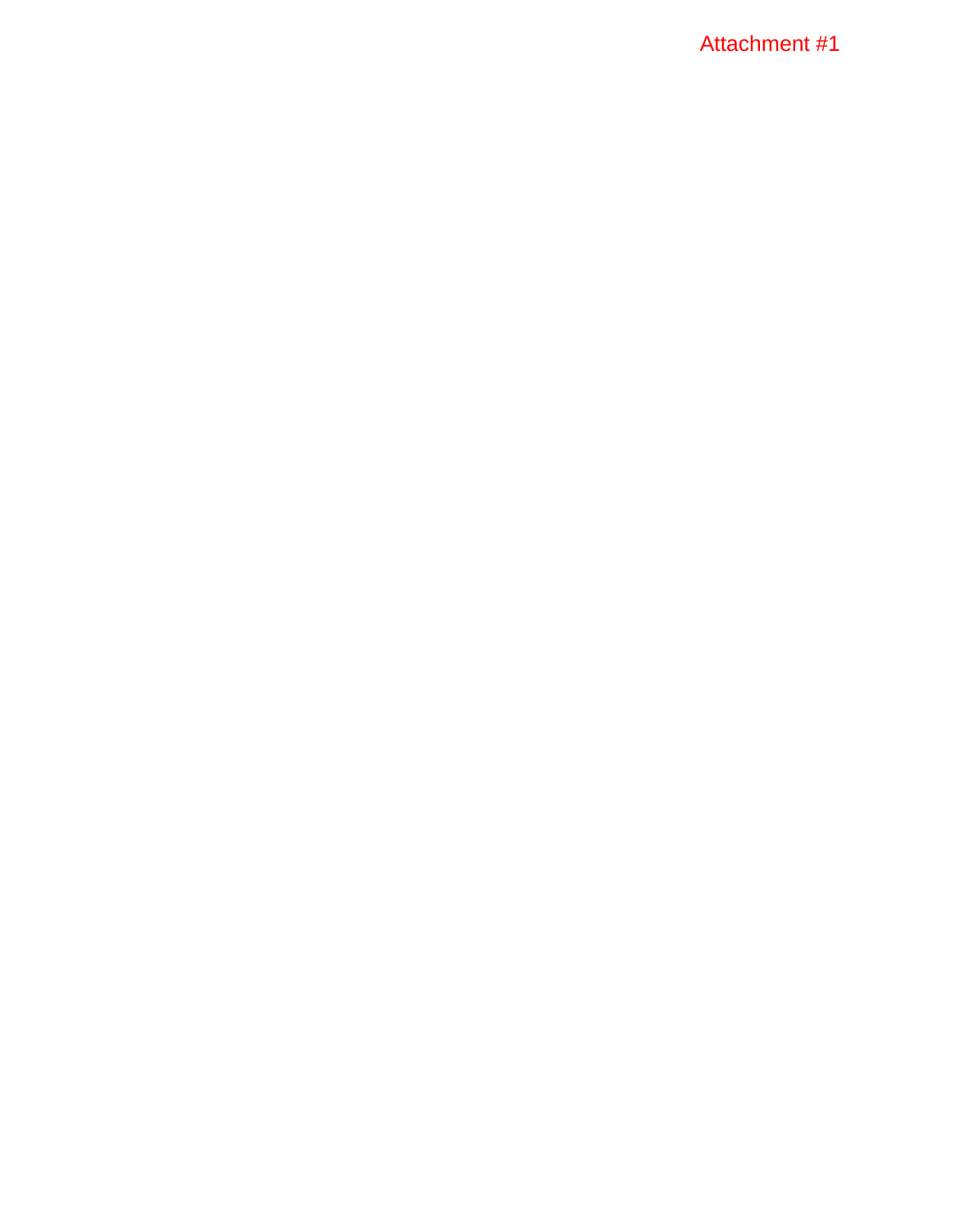Attachment #1